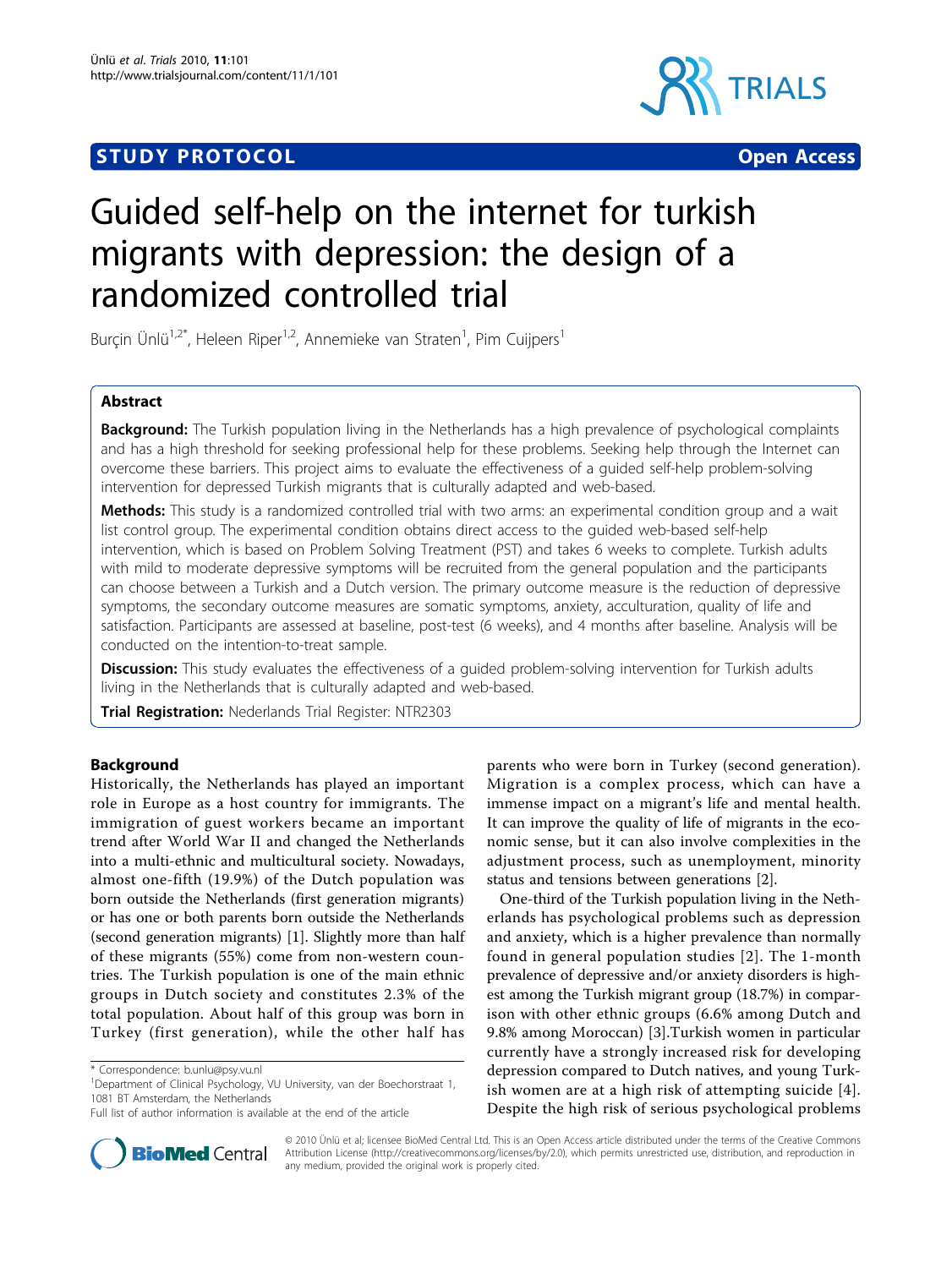STUDY PROTOCOL Open Access

# Guided self-help on the internet for turkish migrants with depression: the design of a randomized controlled trial

Burçin Ünlü[1,2*], Heleen Riper[1,2], Annemieke van Straten[1], Pim Cuijpers[1]

## Abstract

**Background:** The Turkish population living in the Netherlands has a high prevalence of psychological complaints and has a high threshold for seeking professional help for these problems. Seeking help through the Internet can overcome these barriers. This project aims to evaluate the effectiveness of a guided self-help problem-solving intervention for depressed Turkish migrants that is culturally adapted and web-based.

**Methods:** This study is a randomized controlled trial with two arms: an experimental condition group and a wait list control group. The experimental condition obtains direct access to the guided web-based self-help intervention, which is based on Problem Solving Treatment (PST) and takes 6 weeks to complete. Turkish adults with mild to moderate depressive symptoms will be recruited from the general population and the participants can choose between a Turkish and a Dutch version. The primary outcome measure is the reduction of depressive symptoms, the secondary outcome measures are somatic symptoms, anxiety, acculturation, quality of life and satisfaction. Participants are assessed at baseline, post-test (6 weeks), and 4 months after baseline. Analysis will be conducted on the intention-to-treat sample.

**Discussion:** This study evaluates the effectiveness of a guided problem-solving intervention for Turkish adults living in the Netherlands that is culturally adapted and web-based.

**Trial Registration:** Nederlands Trial Register: NTR2303

## Background

Historically, the Netherlands has played an important role in Europe as a host country for immigrants. The immigration of guest workers became an important trend after World War II and changed the Netherlands into a multi-ethnic and multicultural society. Nowadays, almost one-fifth (19.9%) of the Dutch population was born outside the Netherlands (first generation migrants) or has one or both parents born outside the Netherlands (second generation migrants) [1]. Slightly more than half of these migrants (55%) come from non-western countries. The Turkish population is one of the main ethnic groups in Dutch society and constitutes 2.3% of the total population. About half of this group was born in Turkey (first generation), while the other half has parents who were born in Turkey (second generation). Migration is a complex process, which can have a immense impact on a migrant's life and mental health. It can improve the quality of life of migrants in the economic sense, but it can also involve complexities in the adjustment process, such as unemployment, minority status and tensions between generations [2].

One-third of the Turkish population living in the Netherlands has psychological problems such as depression and anxiety, which is a higher prevalence than normally found in general population studies [2]. The 1-month prevalence of depressive and/or anxiety disorders is highest among the Turkish migrant group (18.7%) in comparison with other ethnic groups (6.6% among Dutch and 9.8% among Moroccan) [3].Turkish women in particular currently have a strongly increased risk for developing depression compared to Dutch natives, and young Turkish women are at a high risk of attempting suicide [4]. Despite the high risk of serious psychological problems

* Correspondence: b.unlu@psy.vu.nl
[1]Department of Clinical Psychology, VU University, van der Boechorstraat 1, 1081 BT Amsterdam, the Netherlands
Full list of author information is available at the end of the article

© 2010 Ünlü et al; licensee BioMed Central Ltd. This is an Open Access article distributed under the terms of the Creative Commons Attribution License (http://creativecommons.org/licenses/by/2.0), which permits unrestricted use, distribution, and reproduction in any medium, provided the original work is properly cited.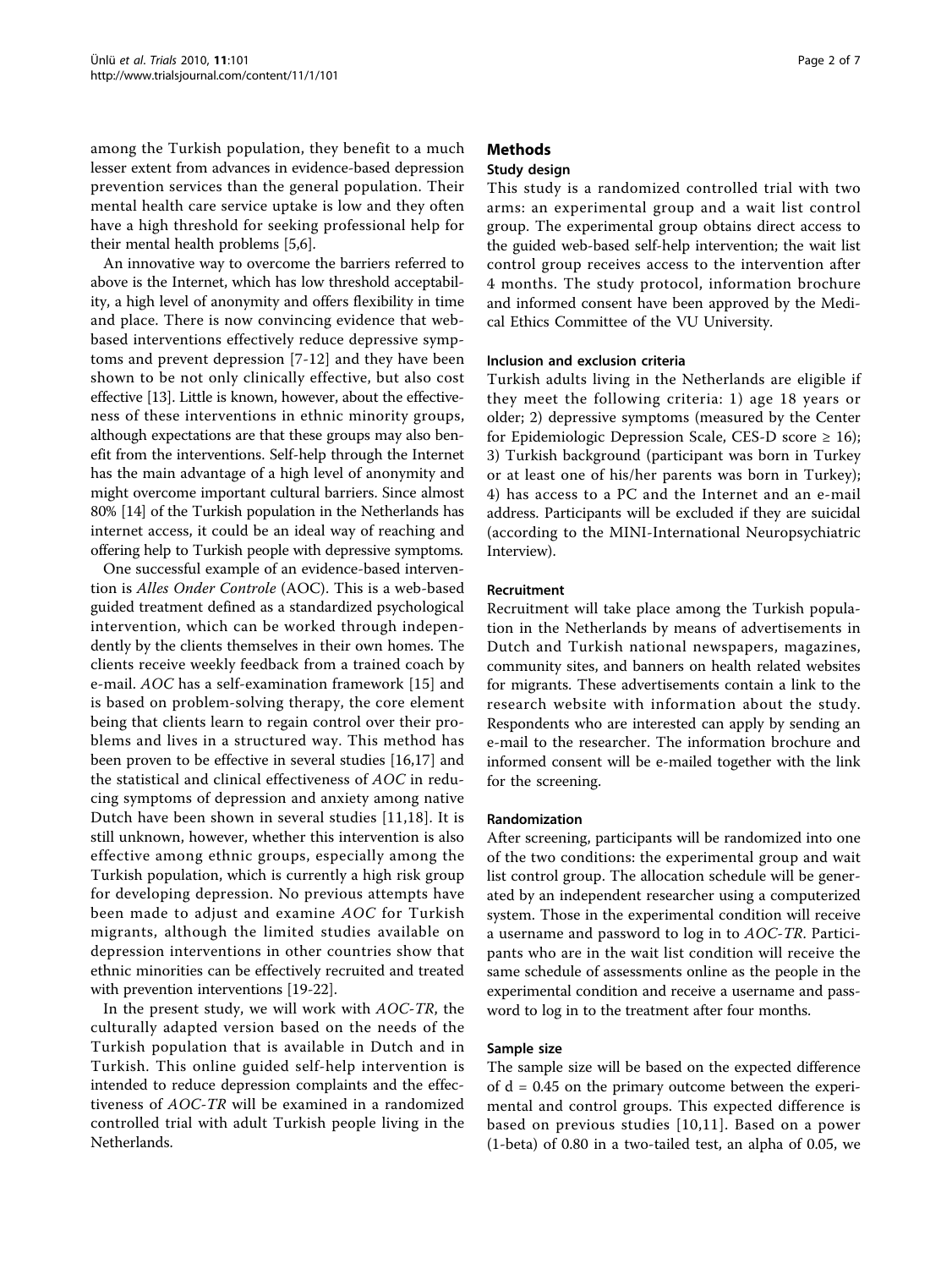among the Turkish population, they benefit to a much lesser extent from advances in evidence-based depression prevention services than the general population. Their mental health care service uptake is low and they often have a high threshold for seeking professional help for their mental health problems [5,6].

An innovative way to overcome the barriers referred to above is the Internet, which has low threshold acceptability, a high level of anonymity and offers flexibility in time and place. There is now convincing evidence that web-based interventions effectively reduce depressive symptoms and prevent depression [7-12] and they have been shown to be not only clinically effective, but also cost effective [13]. Little is known, however, about the effectiveness of these interventions in ethnic minority groups, although expectations are that these groups may also benefit from the interventions. Self-help through the Internet has the main advantage of a high level of anonymity and might overcome important cultural barriers. Since almost 80% [14] of the Turkish population in the Netherlands has internet access, it could be an ideal way of reaching and offering help to Turkish people with depressive symptoms.

One successful example of an evidence-based intervention is *Alles Onder Controle* (AOC). This is a web-based guided treatment defined as a standardized psychological intervention, which can be worked through independently by the clients themselves in their own homes. The clients receive weekly feedback from a trained coach by e-mail. *AOC* has a self-examination framework [15] and is based on problem-solving therapy, the core element being that clients learn to regain control over their problems and lives in a structured way. This method has been proven to be effective in several studies [16,17] and the statistical and clinical effectiveness of *AOC* in reducing symptoms of depression and anxiety among native Dutch have been shown in several studies [11,18]. It is still unknown, however, whether this intervention is also effective among ethnic groups, especially among the Turkish population, which is currently a high risk group for developing depression. No previous attempts have been made to adjust and examine *AOC* for Turkish migrants, although the limited studies available on depression interventions in other countries show that ethnic minorities can be effectively recruited and treated with prevention interventions [19-22].

In the present study, we will work with *AOC-TR*, the culturally adapted version based on the needs of the Turkish population that is available in Dutch and in Turkish. This online guided self-help intervention is intended to reduce depression complaints and the effectiveness of *AOC-TR* will be examined in a randomized controlled trial with adult Turkish people living in the Netherlands.

## Methods

### Study design

This study is a randomized controlled trial with two arms: an experimental group and a wait list control group. The experimental group obtains direct access to the guided web-based self-help intervention; the wait list control group receives access to the intervention after 4 months. The study protocol, information brochure and informed consent have been approved by the Medical Ethics Committee of the VU University.

### Inclusion and exclusion criteria

Turkish adults living in the Netherlands are eligible if they meet the following criteria: 1) age 18 years or older; 2) depressive symptoms (measured by the Center for Epidemiologic Depression Scale, CES-D score ≥ 16); 3) Turkish background (participant was born in Turkey or at least one of his/her parents was born in Turkey); 4) has access to a PC and the Internet and an e-mail address. Participants will be excluded if they are suicidal (according to the MINI-International Neuropsychiatric Interview).

### Recruitment

Recruitment will take place among the Turkish population in the Netherlands by means of advertisements in Dutch and Turkish national newspapers, magazines, community sites, and banners on health related websites for migrants. These advertisements contain a link to the research website with information about the study. Respondents who are interested can apply by sending an e-mail to the researcher. The information brochure and informed consent will be e-mailed together with the link for the screening.

### Randomization

After screening, participants will be randomized into one of the two conditions: the experimental group and wait list control group. The allocation schedule will be generated by an independent researcher using a computerized system. Those in the experimental condition will receive a username and password to log in to *AOC-TR*. Participants who are in the wait list condition will receive the same schedule of assessments online as the people in the experimental condition and receive a username and password to log in to the treatment after four months.

### Sample size

The sample size will be based on the expected difference of d = 0.45 on the primary outcome between the experimental and control groups. This expected difference is based on previous studies [10,11]. Based on a power (1-beta) of 0.80 in a two-tailed test, an alpha of 0.05, we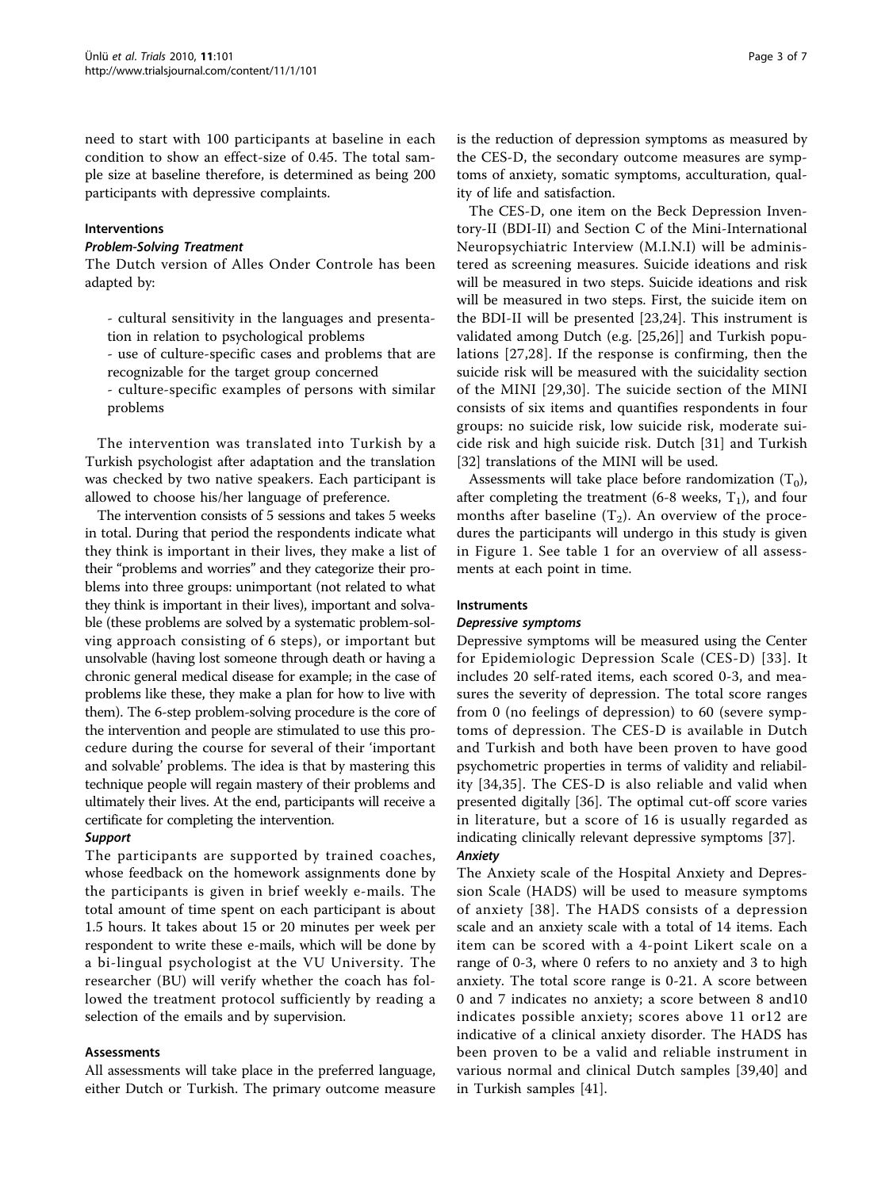need to start with 100 participants at baseline in each condition to show an effect-size of 0.45. The total sample size at baseline therefore, is determined as being 200 participants with depressive complaints.

### Interventions

#### *Problem-Solving Treatment*

The Dutch version of Alles Onder Controle has been adapted by:

- cultural sensitivity in the languages and presentation in relation to psychological problems
- use of culture-specific cases and problems that are recognizable for the target group concerned
- culture-specific examples of persons with similar problems

The intervention was translated into Turkish by a Turkish psychologist after adaptation and the translation was checked by two native speakers. Each participant is allowed to choose his/her language of preference.

The intervention consists of 5 sessions and takes 5 weeks in total. During that period the respondents indicate what they think is important in their lives, they make a list of their "problems and worries" and they categorize their problems into three groups: unimportant (not related to what they think is important in their lives), important and solvable (these problems are solved by a systematic problem-solving approach consisting of 6 steps), or important but unsolvable (having lost someone through death or having a chronic general medical disease for example; in the case of problems like these, they make a plan for how to live with them). The 6-step problem-solving procedure is the core of the intervention and people are stimulated to use this procedure during the course for several of their 'important and solvable' problems. The idea is that by mastering this technique people will regain mastery of their problems and ultimately their lives. At the end, participants will receive a certificate for completing the intervention.

#### *Support*

The participants are supported by trained coaches, whose feedback on the homework assignments done by the participants is given in brief weekly e-mails. The total amount of time spent on each participant is about 1.5 hours. It takes about 15 or 20 minutes per week per respondent to write these e-mails, which will be done by a bi-lingual psychologist at the VU University. The researcher (BU) will verify whether the coach has followed the treatment protocol sufficiently by reading a selection of the emails and by supervision.

### Assessments

All assessments will take place in the preferred language, either Dutch or Turkish. The primary outcome measure is the reduction of depression symptoms as measured by the CES-D, the secondary outcome measures are symptoms of anxiety, somatic symptoms, acculturation, quality of life and satisfaction.

The CES-D, one item on the Beck Depression Inventory-II (BDI-II) and Section C of the Mini-International Neuropsychiatric Interview (M.I.N.I) will be administered as screening measures. Suicide ideations and risk will be measured in two steps. Suicide ideations and risk will be measured in two steps. First, the suicide item on the BDI-II will be presented [23,24]. This instrument is validated among Dutch (e.g. [25,26]] and Turkish populations [27,28]. If the response is confirming, then the suicide risk will be measured with the suicidality section of the MINI [29,30]. The suicide section of the MINI consists of six items and quantifies respondents in four groups: no suicide risk, low suicide risk, moderate suicide risk and high suicide risk. Dutch [31] and Turkish [32] translations of the MINI will be used.

Assessments will take place before randomization ($T_0$), after completing the treatment (6-8 weeks, $T_1$), and four months after baseline ($T_2$). An overview of the procedures the participants will undergo in this study is given in Figure 1. See table 1 for an overview of all assessments at each point in time.

### Instruments

#### *Depressive symptoms*

Depressive symptoms will be measured using the Center for Epidemiologic Depression Scale (CES-D) [33]. It includes 20 self-rated items, each scored 0-3, and measures the severity of depression. The total score ranges from 0 (no feelings of depression) to 60 (severe symptoms of depression. The CES-D is available in Dutch and Turkish and both have been proven to have good psychometric properties in terms of validity and reliability [34,35]. The CES-D is also reliable and valid when presented digitally [36]. The optimal cut-off score varies in literature, but a score of 16 is usually regarded as indicating clinically relevant depressive symptoms [37].

#### *Anxiety*

The Anxiety scale of the Hospital Anxiety and Depression Scale (HADS) will be used to measure symptoms of anxiety [38]. The HADS consists of a depression scale and an anxiety scale with a total of 14 items. Each item can be scored with a 4-point Likert scale on a range of 0-3, where 0 refers to no anxiety and 3 to high anxiety. The total score range is 0-21. A score between 0 and 7 indicates no anxiety; a score between 8 and10 indicates possible anxiety; scores above 11 or12 are indicative of a clinical anxiety disorder. The HADS has been proven to be a valid and reliable instrument in various normal and clinical Dutch samples [39,40] and in Turkish samples [41].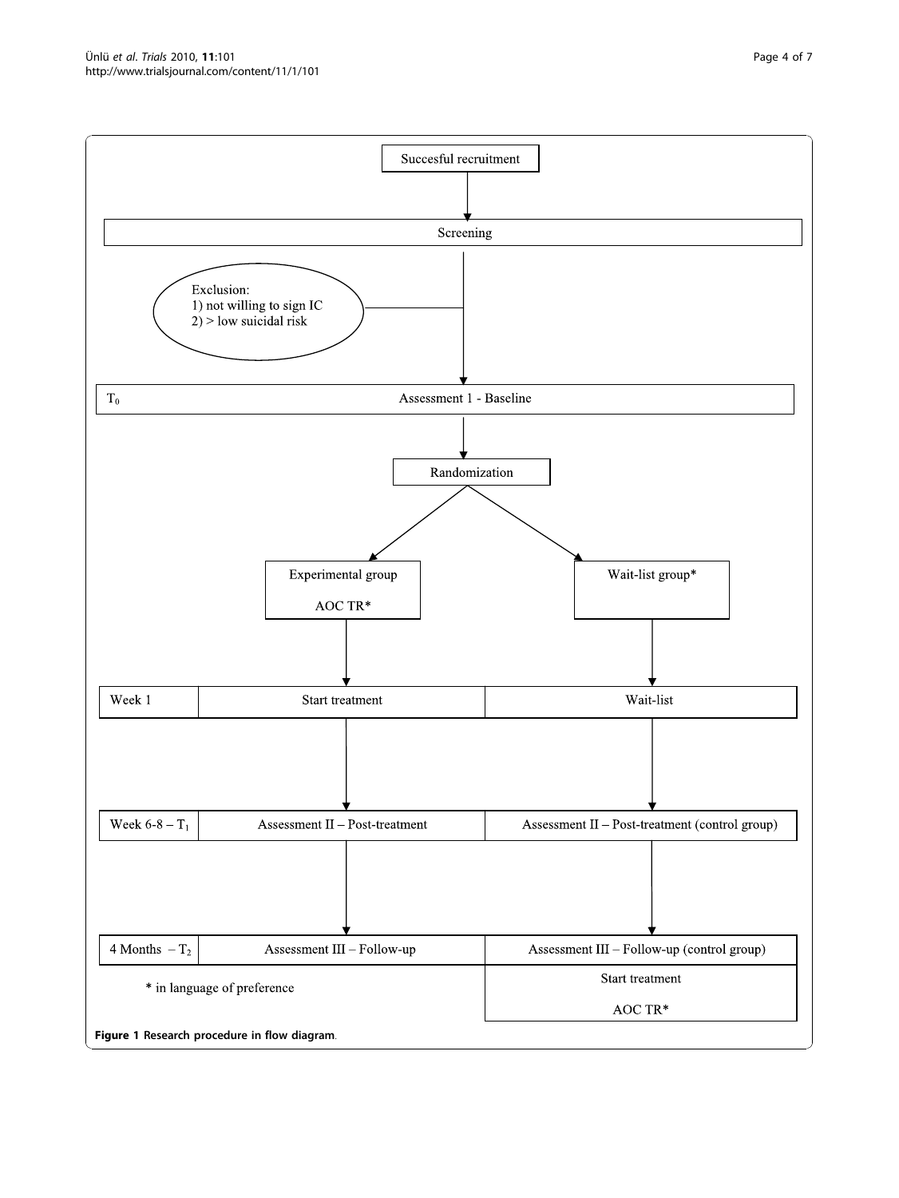Succesful recruitment

Screening

Exclusion:
1) not willing to sign IC
2) > low suicidal risk

$T_0$ — Assessment 1 - Baseline

Randomization

| | Experimental group AOC TR* | Wait-list group* |
| --- | --- | --- |
| Week 1 | Start treatment | Wait-list |
| Week 6-8 – $T_1$ | Assessment II – Post-treatment | Assessment II – Post-treatment (control group) |
| 4 Months – $T_2$ | Assessment III – Follow-up | Assessment III – Follow-up (control group) |
| | | Start treatment AOC TR* |

\* in language of preference

**Figure 1 Research procedure in flow diagram**.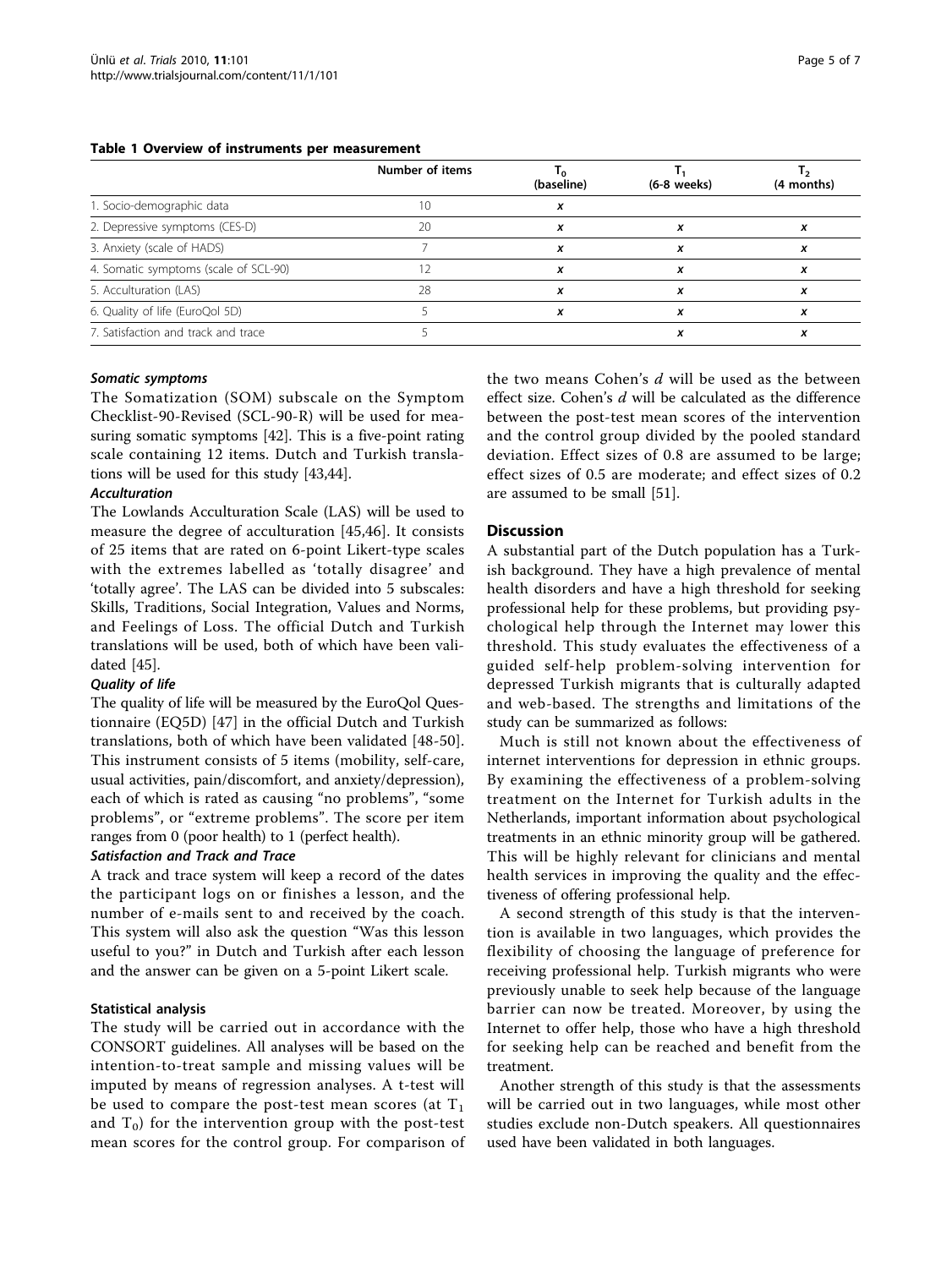**Table 1 Overview of instruments per measurement**

| | Number of items | $T_0$ (baseline) | $T_1$ (6-8 weeks) | $T_2$ (4 months) |
|---|---|---|---|---|
| 1. Socio-demographic data | 10 | *x* | | |
| 2. Depressive symptoms (CES-D) | 20 | *x* | *x* | *x* |
| 3. Anxiety (scale of HADS) | 7 | *x* | *x* | *x* |
| 4. Somatic symptoms (scale of SCL-90) | 12 | *x* | *x* | *x* |
| 5. Acculturation (LAS) | 28 | *x* | *x* | *x* |
| 6. Quality of life (EuroQol 5D) | 5 | *x* | *x* | *x* |
| 7. Satisfaction and track and trace | 5 | | *x* | *x* |

#### *Somatic symptoms*

The Somatization (SOM) subscale on the Symptom Checklist-90-Revised (SCL-90-R) will be used for measuring somatic symptoms [42]. This is a five-point rating scale containing 12 items. Dutch and Turkish translations will be used for this study [43,44].

#### *Acculturation*

The Lowlands Acculturation Scale (LAS) will be used to measure the degree of acculturation [45,46]. It consists of 25 items that are rated on 6-point Likert-type scales with the extremes labelled as 'totally disagree' and 'totally agree'. The LAS can be divided into 5 subscales: Skills, Traditions, Social Integration, Values and Norms, and Feelings of Loss. The official Dutch and Turkish translations will be used, both of which have been validated [45].

#### *Quality of life*

The quality of life will be measured by the EuroQol Questionnaire (EQ5D) [47] in the official Dutch and Turkish translations, both of which have been validated [48-50]. This instrument consists of 5 items (mobility, self-care, usual activities, pain/discomfort, and anxiety/depression), each of which is rated as causing "no problems", "some problems", or "extreme problems". The score per item ranges from 0 (poor health) to 1 (perfect health).

#### *Satisfaction and Track and Trace*

A track and trace system will keep a record of the dates the participant logs on or finishes a lesson, and the number of e-mails sent to and received by the coach. This system will also ask the question "Was this lesson useful to you?" in Dutch and Turkish after each lesson and the answer can be given on a 5-point Likert scale.

### Statistical analysis

The study will be carried out in accordance with the CONSORT guidelines. All analyses will be based on the intention-to-treat sample and missing values will be imputed by means of regression analyses. A t-test will be used to compare the post-test mean scores (at $T_1$ and $T_0$) for the intervention group with the post-test mean scores for the control group. For comparison of the two means Cohen's *d* will be used as the between effect size. Cohen's *d* will be calculated as the difference between the post-test mean scores of the intervention and the control group divided by the pooled standard deviation. Effect sizes of 0.8 are assumed to be large; effect sizes of 0.5 are moderate; and effect sizes of 0.2 are assumed to be small [51].

## Discussion

A substantial part of the Dutch population has a Turkish background. They have a high prevalence of mental health disorders and have a high threshold for seeking professional help for these problems, but providing psychological help through the Internet may lower this threshold. This study evaluates the effectiveness of a guided self-help problem-solving intervention for depressed Turkish migrants that is culturally adapted and web-based. The strengths and limitations of the study can be summarized as follows:

Much is still not known about the effectiveness of internet interventions for depression in ethnic groups. By examining the effectiveness of a problem-solving treatment on the Internet for Turkish adults in the Netherlands, important information about psychological treatments in an ethnic minority group will be gathered. This will be highly relevant for clinicians and mental health services in improving the quality and the effectiveness of offering professional help.

A second strength of this study is that the intervention is available in two languages, which provides the flexibility of choosing the language of preference for receiving professional help. Turkish migrants who were previously unable to seek help because of the language barrier can now be treated. Moreover, by using the Internet to offer help, those who have a high threshold for seeking help can be reached and benefit from the treatment.

Another strength of this study is that the assessments will be carried out in two languages, while most other studies exclude non-Dutch speakers. All questionnaires used have been validated in both languages.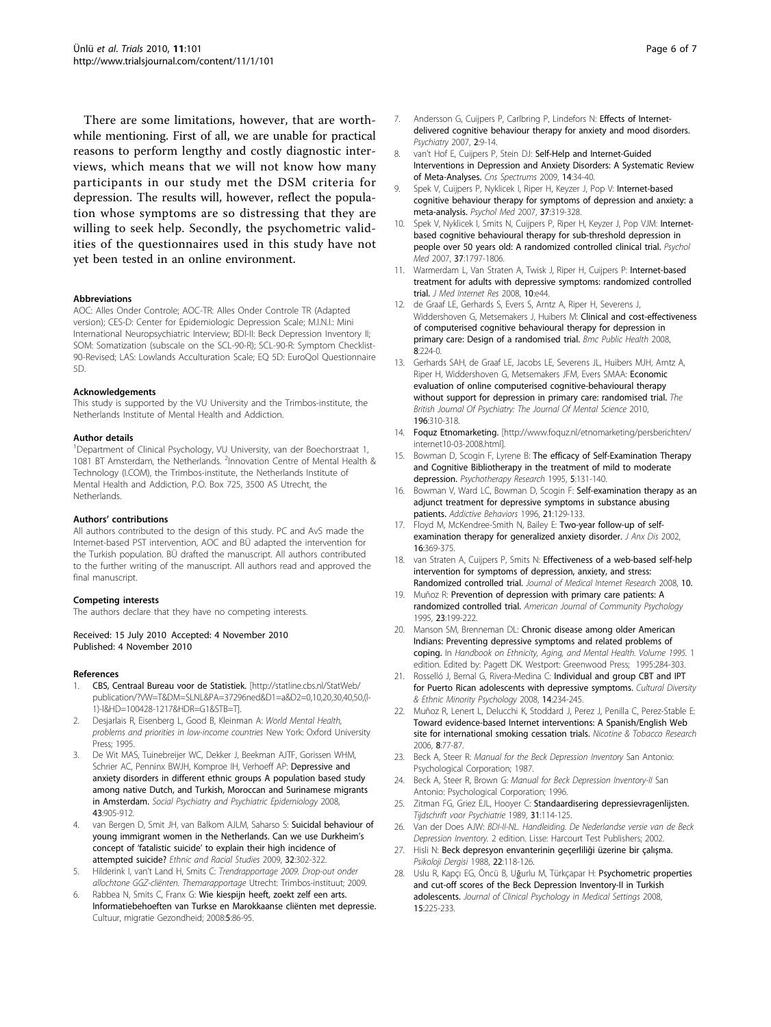There are some limitations, however, that are worthwhile mentioning. First of all, we are unable for practical reasons to perform lengthy and costly diagnostic interviews, which means that we will not know how many participants in our study met the DSM criteria for depression. The results will, however, reflect the population whose symptoms are so distressing that they are willing to seek help. Secondly, the psychometric validities of the questionnaires used in this study have not yet been tested in an online environment.

#### Abbreviations

AOC: Alles Onder Controle; AOC-TR: Alles Onder Controle TR (Adapted version); CES-D: Center for Epidemiologic Depression Scale; M.I.N.I.: Mini International Neuropsychiatric Interview; BDI-II: Beck Depression Inventory II; SOM: Somatization (subscale on the SCL-90-R); SCL-90-R: Symptom Checklist-90-Revised; LAS: Lowlands Acculturation Scale; EQ 5D: EuroQol Questionnaire 5D.

#### Acknowledgements

This study is supported by the VU University and the Trimbos-institute, the Netherlands Institute of Mental Health and Addiction.

#### Author details

[1]Department of Clinical Psychology, VU University, van der Boechorstraat 1, 1081 BT Amsterdam, the Netherlands. [2]Innovation Centre of Mental Health & Technology (I.COM), the Trimbos-institute, the Netherlands Institute of Mental Health and Addiction, P.O. Box 725, 3500 AS Utrecht, the Netherlands.

#### Authors' contributions

All authors contributed to the design of this study. PC and AvS made the Internet-based PST intervention, AOC and BÜ adapted the intervention for the Turkish population. BÜ drafted the manuscript. All authors contributed to the further writing of the manuscript. All authors read and approved the final manuscript.

#### Competing interests

The authors declare that they have no competing interests.

Received: 15 July 2010 Accepted: 4 November 2010
Published: 4 November 2010

#### References

1. **CBS, Centraal Bureau voor de Statistiek.** [http://statline.cbs.nl/StatWeb/publication/?VW=T&DM=SLNL&PA=37296ned&D1=a&D2=0,10,20,30,40,50,(l-1)-l&HD=100428-1217&HDR=G1&STB=T].
2. Desjarlais R, Eisenberg L, Good B, Kleinman A: *World Mental Health, problems and priorities in low-income countries* New York: Oxford University Press; 1995.
3. De Wit MAS, Tuinebreijer WC, Dekker J, Beekman AJTF, Gorissen WHM, Schrier AC, Penninx BWJH, Komproe IH, Verhoeff AP: **Depressive and anxiety disorders in different ethnic groups A population based study among native Dutch, and Turkish, Moroccan and Surinamese migrants in Amsterdam.** *Social Psychiatry and Psychiatric Epidemiology* 2008, **43**:905-912.
4. van Bergen D, Smit JH, van Balkom AJLM, Saharso S: **Suicidal behaviour of young immigrant women in the Netherlands. Can we use Durkheim's concept of 'fatalistic suicide' to explain their high incidence of attempted suicide?** *Ethnic and Racial Studies* 2009, **32**:302-322.
5. Hilderink I, van't Land H, Smits C: *Trendrapportage 2009. Drop-out onder allochtone GGZ-cliënten. Themarapportage* Utrecht: Trimbos-instituut; 2009.
6. Rabbea N, Smits C, Franx G: **Wie kiespijn heeft, zoekt zelf een arts. Informatiebehoeften van Turkse en Marokkaanse cliënten met depressie.** Cultuur, migratie Gezondheid; 2008:**5**:86-95.
7. Andersson G, Cuijpers P, Carlbring P, Lindefors N: **Effects of Internet-delivered cognitive behaviour therapy for anxiety and mood disorders.** *Psychiatry* 2007, **2**:9-14.
8. van't Hof E, Cuijpers P, Stein DJ: **Self-Help and Internet-Guided Interventions in Depression and Anxiety Disorders: A Systematic Review of Meta-Analyses.** *Cns Spectrums* 2009, **14**:34-40.
9. Spek V, Cuijpers P, Nyklicek I, Riper H, Keyzer J, Pop V: **Internet-based cognitive behaviour therapy for symptoms of depression and anxiety: a meta-analysis.** *Psychol Med* 2007, **37**:319-328.
10. Spek V, Nyklicek I, Smits N, Cuijpers P, Riper H, Keyzer J, Pop VJM: **Internet-based cognitive behavioural therapy for sub-threshold depression in people over 50 years old: A randomized controlled clinical trial.** *Psychol Med* 2007, **37**:1797-1806.
11. Warmerdam L, Van Straten A, Twisk J, Riper H, Cuijpers P: **Internet-based treatment for adults with depressive symptoms: randomized controlled trial.** *J Med Internet Res* 2008, **10**:e44.
12. de Graaf LE, Gerhards S, Evers S, Arntz A, Riper H, Severens J, Widdershoven G, Metsemakers J, Huibers M: **Clinical and cost-effectiveness of computerised cognitive behavioural therapy for depression in primary care: Design of a randomised trial.** *Bmc Public Health* 2008, **8**:224-0.
13. Gerhards SAH, de Graaf LE, Jacobs LE, Severens JL, Huibers MJH, Arntz A, Riper H, Widdershoven G, Metsemakers JFM, Evers SMAA: **Economic evaluation of online computerised cognitive-behavioural therapy without support for depression in primary care: randomised trial.** *The British Journal Of Psychiatry: The Journal Of Mental Science* 2010, **196**:310-318.
14. **Foquz Etnomarketing.** [http://www.foquz.nl/etnomarketing/persberichten/internet10-03-2008.html].
15. Bowman D, Scogin F, Lyrene B: **The efficacy of Self-Examination Therapy and Cognitive Bibliotherapy in the treatment of mild to moderate depression.** *Psychotherapy Research* 1995, **5**:131-140.
16. Bowman V, Ward LC, Bowman D, Scogin F: **Self-examination therapy as an adjunct treatment for depressive symptoms in substance abusing patients.** *Addictive Behaviors* 1996, **21**:129-133.
17. Floyd M, McKendree-Smith N, Bailey E: **Two-year follow-up of self-examination therapy for generalized anxiety disorder.** *J Anx Dis* 2002, **16**:369-375.
18. van Straten A, Cuijpers P, Smits N: **Effectiveness of a web-based self-help intervention for symptoms of depression, anxiety, and stress: Randomized controlled trial.** *Journal of Medical Internet Research* 2008, **10**.
19. Muñoz R: **Prevention of depression with primary care patients: A randomized controlled trial.** *American Journal of Community Psychology* 1995, **23**:199-222.
20. Manson SM, Brenneman DL: **Chronic disease among older American Indians: Preventing depressive symptoms and related problems of coping.** In *Handbook on Ethnicity, Aging, and Mental Health. Volume 1995.* 1 edition. Edited by: Pagett DK. Westport: Greenwood Press; 1995:284-303.
21. Rosselló J, Bernal G, Rivera-Medina C: **Individual and group CBT and IPT for Puerto Rican adolescents with depressive symptoms.** *Cultural Diversity & Ethnic Minority Psychology* 2008, **14**:234-245.
22. Muñoz R, Lenert L, Delucchi K, Stoddard J, Perez J, Penilla C, Perez-Stable E: **Toward evidence-based Internet interventions: A Spanish/English Web site for international smoking cessation trials.** *Nicotine & Tobacco Research* 2006, **8**:77-87.
23. Beck A, Steer R: *Manual for the Beck Depression Inventory* San Antonio: Psychological Corporation; 1987.
24. Beck A, Steer R, Brown G: *Manual for Beck Depression Inventory-II* San Antonio: Psychological Corporation; 1996.
25. Zitman FG, Griez EJL, Hooyer C: **Standaardisering depressievragenlijsten.** *Tijdschrift voor Psychiatrie* 1989, **31**:114-125.
26. Van der Does AJW: *BDI-II-NL. Handleiding. De Nederlandse versie van de Beck Depression Inventory.* 2 edition. Lisse: Harcourt Test Publishers; 2002.
27. Hisli N: **Beck depresyon envanterinin geçerliliği üzerine bir çalışma.** *Psikoloji Dergisi* 1988, **22**:118-126.
28. Uslu R, Kapçı EG, Öncü B, Uğurlu M, Türkçapar H: **Psychometric properties and cut-off scores of the Beck Depression Inventory-II in Turkish adolescents.** *Journal of Clinical Psychology in Medical Settings* 2008, **15**:225-233.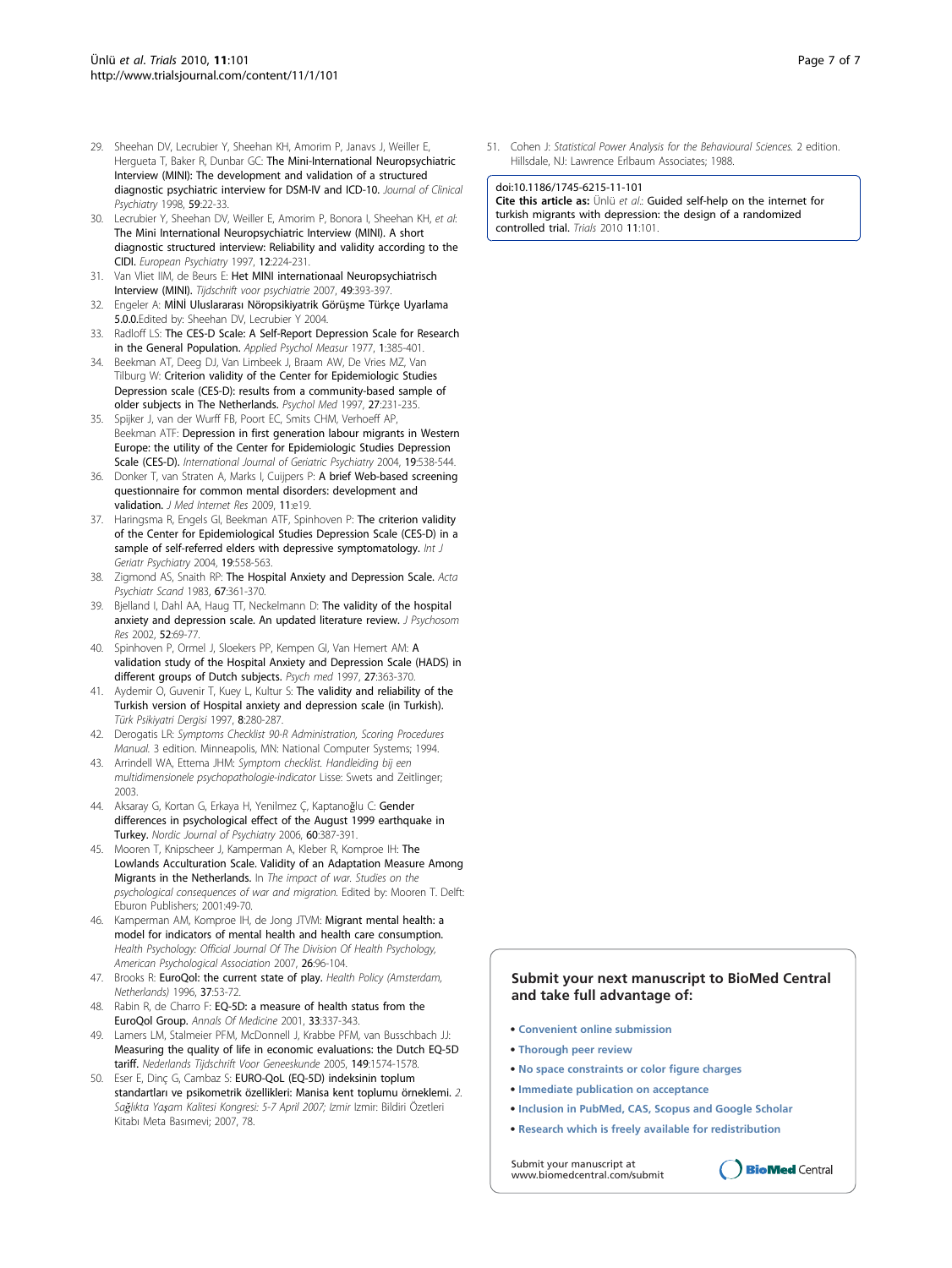29. Sheehan DV, Lecrubier Y, Sheehan KH, Amorim P, Janavs J, Weiller E, Hergueta T, Baker R, Dunbar GC: **The Mini-International Neuropsychiatric Interview (MINI): The development and validation of a structured diagnostic psychiatric interview for DSM-IV and ICD-10.** *Journal of Clinical Psychiatry* 1998, **59**:22-33.
30. Lecrubier Y, Sheehan DV, Weiller E, Amorim P, Bonora I, Sheehan KH, *et al*: **The Mini International Neuropsychiatric Interview (MINI). A short diagnostic structured interview: Reliability and validity according to the CIDI.** *European Psychiatry* 1997, **12**:224-231.
31. Van Vliet IIM, de Beurs E: **Het MINI internationaal Neuropsychiatrisch Interview (MINI).** *Tijdschrift voor psychiatrie* 2007, **49**:393-397.
32. Engeler A: **MİNİ Uluslararası Nöropsikiyatrik Görüşme Türkçe Uyarlama 5.0.0.**Edited by: Sheehan DV, Lecrubier Y 2004.
33. Radloff LS: **The CES-D Scale: A Self-Report Depression Scale for Research in the General Population.** *Applied Psychol Measur* 1977, **1**:385-401.
34. Beekman AT, Deeg DJ, Van Limbeek J, Braam AW, De Vries MZ, Van Tilburg W: **Criterion validity of the Center for Epidemiologic Studies Depression scale (CES-D): results from a community-based sample of older subjects in The Netherlands.** *Psychol Med* 1997, **27**:231-235.
35. Spijker J, van der Wurff FB, Poort EC, Smits CHM, Verhoeff AP, Beekman ATF: **Depression in first generation labour migrants in Western Europe: the utility of the Center for Epidemiologic Studies Depression Scale (CES-D).** *International Journal of Geriatric Psychiatry* 2004, **19**:538-544.
36. Donker T, van Straten A, Marks I, Cuijpers P: **A brief Web-based screening questionnaire for common mental disorders: development and validation.** *J Med Internet Res* 2009, **11**:e19.
37. Haringsma R, Engels GI, Beekman ATF, Spinhoven P: **The criterion validity of the Center for Epidemiological Studies Depression Scale (CES-D) in a sample of self-referred elders with depressive symptomatology.** *Int J Geriatr Psychiatry* 2004, **19**:558-563.
38. Zigmond AS, Snaith RP: **The Hospital Anxiety and Depression Scale.** *Acta Psychiatr Scand* 1983, **67**:361-370.
39. Bjelland I, Dahl AA, Haug TT, Neckelmann D: **The validity of the hospital anxiety and depression scale. An updated literature review.** *J Psychosom Res* 2002, **52**:69-77.
40. Spinhoven P, Ormel J, Sloekers PP, Kempen GI, Van Hemert AM: **A validation study of the Hospital Anxiety and Depression Scale (HADS) in different groups of Dutch subjects.** *Psych med* 1997, **27**:363-370.
41. Aydemir O, Guvenir T, Kuey L, Kultur S: **The validity and reliability of the Turkish version of Hospital anxiety and depression scale (in Turkish).** *Türk Psikiyatri Dergisi* 1997, **8**:280-287.
42. Derogatis LR: *Symptoms Checklist 90-R Administration, Scoring Procedures Manual.* 3 edition. Minneapolis, MN: National Computer Systems; 1994.
43. Arrindell WA, Ettema JHM: *Symptom checklist. Handleiding bij een multidimensionele psychopathologie-indicator* Lisse: Swets and Zeitlinger; 2003.
44. Aksaray G, Kortan G, Erkaya H, Yenilmez Ç, Kaptanoğlu C: **Gender differences in psychological effect of the August 1999 earthquake in Turkey.** *Nordic Journal of Psychiatry* 2006, **60**:387-391.
45. Mooren T, Knipscheer J, Kamperman A, Kleber R, Komproe IH: **The Lowlands Acculturation Scale. Validity of an Adaptation Measure Among Migrants in the Netherlands.** In *The impact of war. Studies on the psychological consequences of war and migration.* Edited by: Mooren T. Delft: Eburon Publishers; 2001:49-70.
46. Kamperman AM, Komproe IH, de Jong JTVM: **Migrant mental health: a model for indicators of mental health and health care consumption.** *Health Psychology: Official Journal Of The Division Of Health Psychology, American Psychological Association* 2007, **26**:96-104.
47. Brooks R: **EuroQol: the current state of play.** *Health Policy (Amsterdam, Netherlands)* 1996, **37**:53-72.
48. Rabin R, de Charro F: **EQ-5D: a measure of health status from the EuroQol Group.** *Annals Of Medicine* 2001, **33**:337-343.
49. Lamers LM, Stalmeier PFM, McDonnell J, Krabbe PFM, van Busschbach JJ: **Measuring the quality of life in economic evaluations: the Dutch EQ-5D tariff.** *Nederlands Tijdschrift Voor Geneeskunde* 2005, **149**:1574-1578.
50. Eser E, Dinç G, Cambaz S: **EURO-QoL (EQ-5D) indeksinin toplum standartları ve psikometrik özellikleri: Manisa kent toplumu örneklemi.** *2. Sağlıkta Yaşam Kalitesi Kongresi: 5-7 April 2007; Izmir* Izmir: Bildiri Özetleri Kitabı Meta Basımevi; 2007, 78.
51. Cohen J: *Statistical Power Analysis for the Behavioural Sciences.* 2 edition. Hillsdale, NJ: Lawrence Erlbaum Associates; 1988.

doi:10.1186/1745-6215-11-101

**Cite this article as:** Ünlü *et al.*: Guided self-help on the internet for turkish migrants with depression: the design of a randomized controlled trial. *Trials* 2010 **11**:101.

**Submit your next manuscript to BioMed Central and take full advantage of:**

- **Convenient online submission**
- **Thorough peer review**
- **No space constraints or color figure charges**
- **Immediate publication on acceptance**
- **Inclusion in PubMed, CAS, Scopus and Google Scholar**
- **Research which is freely available for redistribution**

Submit your manuscript at
www.biomedcentral.com/submit

BioMed Central